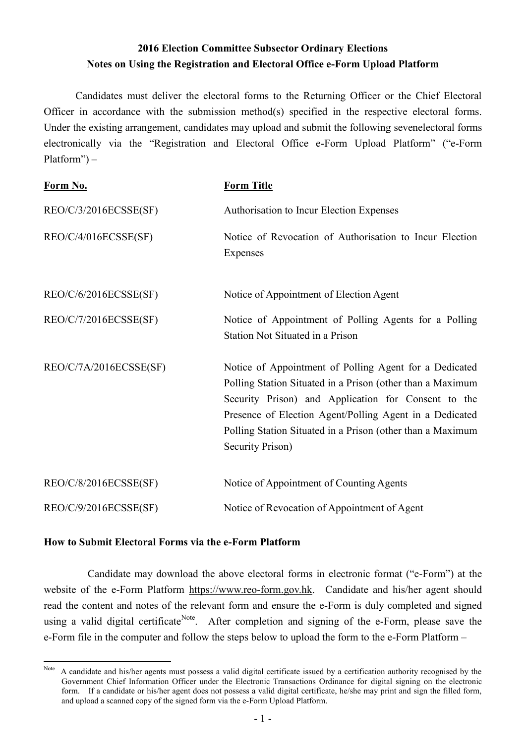**2016 Election Committee Subsector Ordinary Elections**
**Notes on Using the Registration and Electoral Office e-Form Upload Platform**

Candidates must deliver the electoral forms to the Returning Officer or the Chief Electoral Officer in accordance with the submission method(s) specified in the respective electoral forms. Under the existing arrangement, candidates may upload and submit the following sevenelectoral forms electronically via the "Registration and Electoral Office e-Form Upload Platform" ("e-Form Platform") –

| **Form No.** | **Form Title** |
| --- | --- |
| REO/C/3/2016ECSSE(SF) | Authorisation to Incur Election Expenses |
| REO/C/4/016ECSSE(SF) | Notice of Revocation of Authorisation to Incur Election Expenses |
| REO/C/6/2016ECSSE(SF) | Notice of Appointment of Election Agent |
| REO/C/7/2016ECSSE(SF) | Notice of Appointment of Polling Agents for a Polling Station Not Situated in a Prison |
| REO/C/7A/2016ECSSE(SF) | Notice of Appointment of Polling Agent for a Dedicated Polling Station Situated in a Prison (other than a Maximum Security Prison) and Application for Consent to the Presence of Election Agent/Polling Agent in a Dedicated Polling Station Situated in a Prison (other than a Maximum Security Prison) |
| REO/C/8/2016ECSSE(SF) | Notice of Appointment of Counting Agents |
| REO/C/9/2016ECSSE(SF) | Notice of Revocation of Appointment of Agent |

**How to Submit Electoral Forms via the e-Form Platform**

Candidate may download the above electoral forms in electronic format ("e-Form") at the website of the e-Form Platform https://www.reo-form.gov.hk. Candidate and his/her agent should read the content and notes of the relevant form and ensure the e-Form is duly completed and signed using a valid digital certificate[Note]. After completion and signing of the e-Form, please save the e-Form file in the computer and follow the steps below to upload the form to the e-Form Platform –

---

[Note] A candidate and his/her agents must possess a valid digital certificate issued by a certification authority recognised by the Government Chief Information Officer under the Electronic Transactions Ordinance for digital signing on the electronic form. If a candidate or his/her agent does not possess a valid digital certificate, he/she may print and sign the filled form, and upload a scanned copy of the signed form via the e-Form Upload Platform.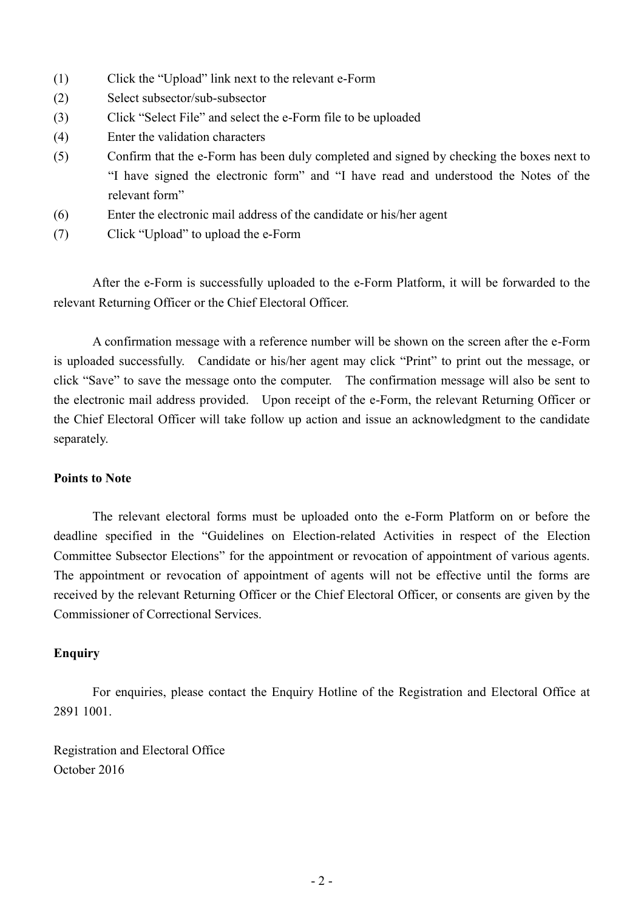(1) Click the "Upload" link next to the relevant e-Form
(2) Select subsector/sub-subsector
(3) Click "Select File" and select the e-Form file to be uploaded
(4) Enter the validation characters
(5) Confirm that the e-Form has been duly completed and signed by checking the boxes next to "I have signed the electronic form" and "I have read and understood the Notes of the relevant form"
(6) Enter the electronic mail address of the candidate or his/her agent
(7) Click "Upload" to upload the e-Form

After the e-Form is successfully uploaded to the e-Form Platform, it will be forwarded to the relevant Returning Officer or the Chief Electoral Officer.

A confirmation message with a reference number will be shown on the screen after the e-Form is uploaded successfully. Candidate or his/her agent may click "Print" to print out the message, or click "Save" to save the message onto the computer. The confirmation message will also be sent to the electronic mail address provided. Upon receipt of the e-Form, the relevant Returning Officer or the Chief Electoral Officer will take follow up action and issue an acknowledgment to the candidate separately.

**Points to Note**

The relevant electoral forms must be uploaded onto the e-Form Platform on or before the deadline specified in the "Guidelines on Election-related Activities in respect of the Election Committee Subsector Elections" for the appointment or revocation of appointment of various agents. The appointment or revocation of appointment of agents will not be effective until the forms are received by the relevant Returning Officer or the Chief Electoral Officer, or consents are given by the Commissioner of Correctional Services.

**Enquiry**

For enquiries, please contact the Enquiry Hotline of the Registration and Electoral Office at 2891 1001.

Registration and Electoral Office
October 2016